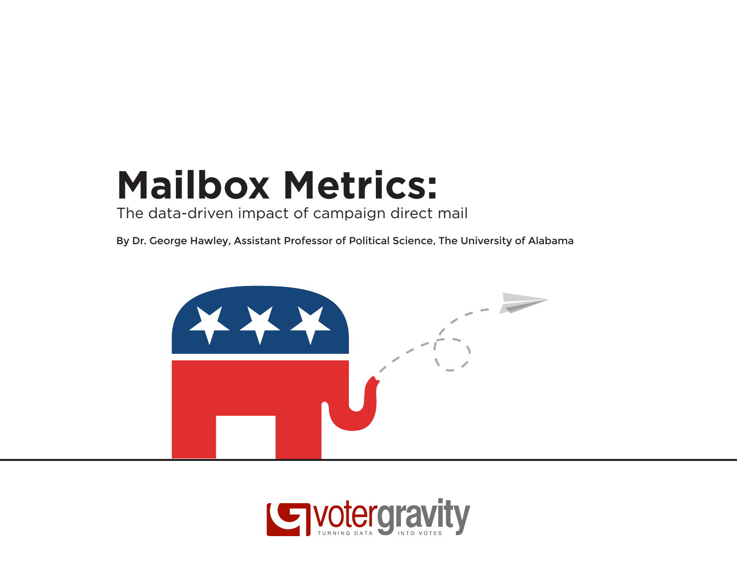# Mailbox Metrics:

The data-driven impact of campaign direct mail

By Dr. George Hawley, Assistant Professor of Political Science, The University of Alabama

votergravity

TURNING DATA INTO VOTES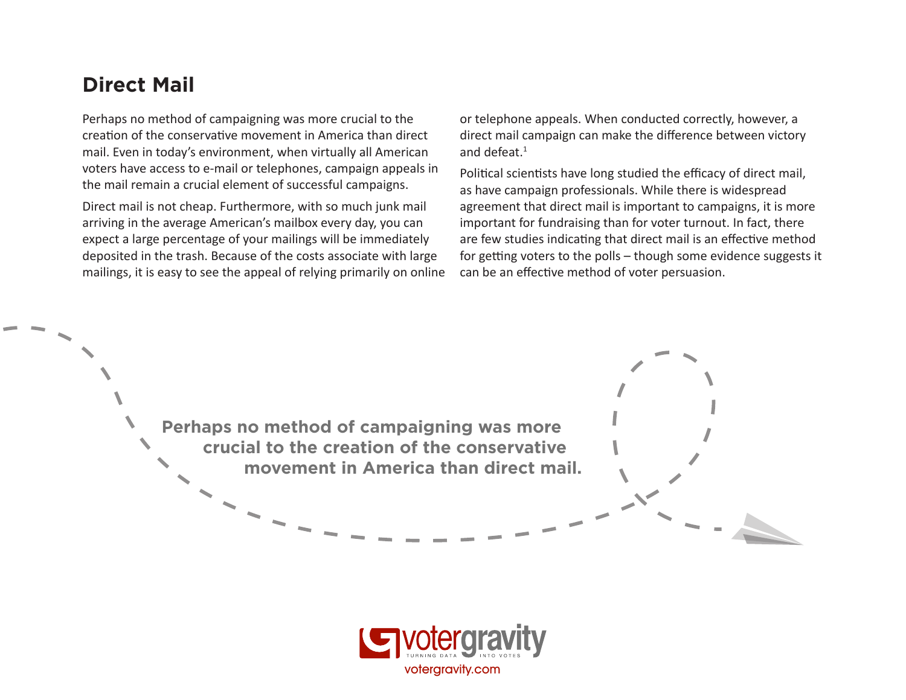## Direct Mail

Perhaps no method of campaigning was more crucial to the creation of the conservative movement in America than direct mail. Even in today's environment, when virtually all American voters have access to e-mail or telephones, campaign appeals in the mail remain a crucial element of successful campaigns.

Direct mail is not cheap. Furthermore, with so much junk mail arriving in the average American's mailbox every day, you can expect a large percentage of your mailings will be immediately deposited in the trash. Because of the costs associate with large mailings, it is easy to see the appeal of relying primarily on online or telephone appeals. When conducted correctly, however, a direct mail campaign can make the difference between victory and defeat.[1]

Political scientists have long studied the efficacy of direct mail, as have campaign professionals. While there is widespread agreement that direct mail is important to campaigns, it is more important for fundraising than for voter turnout. In fact, there are few studies indicating that direct mail is an effective method for getting voters to the polls – though some evidence suggests it can be an effective method of voter persuasion.

**Perhaps no method of campaigning was more crucial to the creation of the conservative movement in America than direct mail.**

votergravity
TURNING DATA INTO VOTES
votergravity.com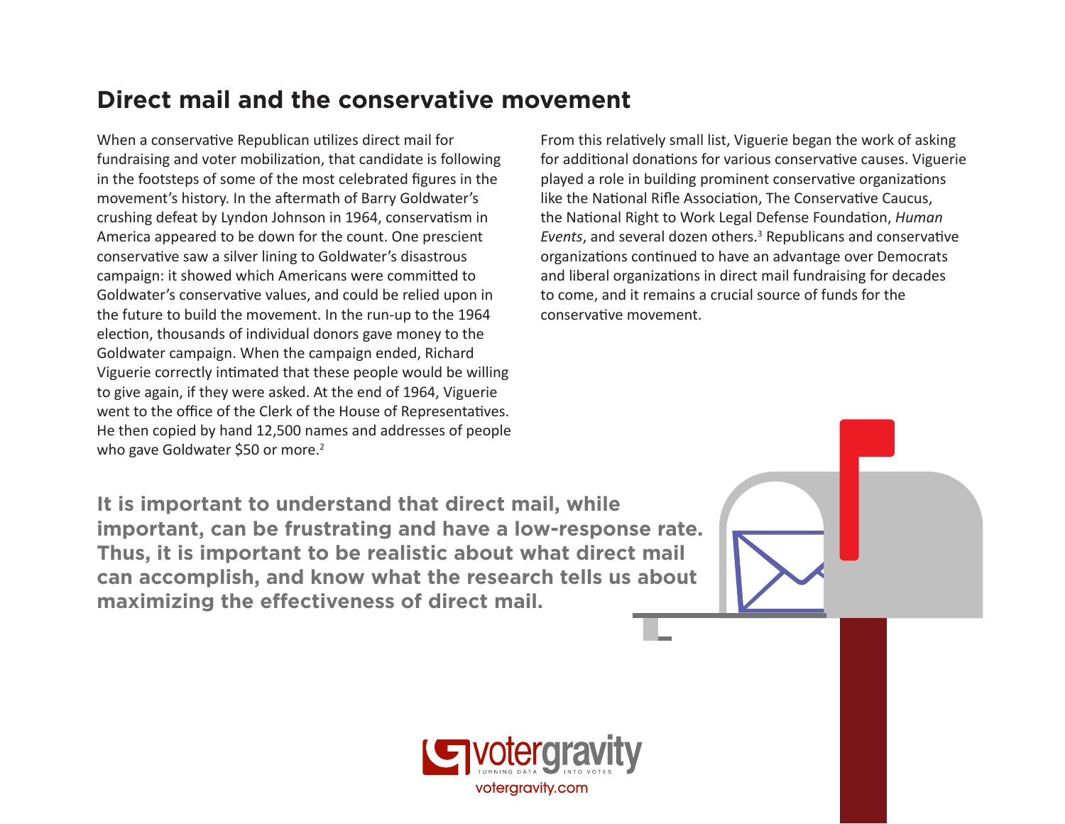## Direct mail and the conservative movement

When a conservative Republican utilizes direct mail for fundraising and voter mobilization, that candidate is following in the footsteps of some of the most celebrated figures in the movement's history. In the aftermath of Barry Goldwater's crushing defeat by Lyndon Johnson in 1964, conservatism in America appeared to be down for the count. One prescient conservative saw a silver lining to Goldwater's disastrous campaign: it showed which Americans were committed to Goldwater's conservative values, and could be relied upon in the future to build the movement. In the run-up to the 1964 election, thousands of individual donors gave money to the Goldwater campaign. When the campaign ended, Richard Viguerie correctly intimated that these people would be willing to give again, if they were asked. At the end of 1964, Viguerie went to the office of the Clerk of the House of Representatives. He then copied by hand 12,500 names and addresses of people who gave Goldwater $50 or more.[2]

From this relatively small list, Viguerie began the work of asking for additional donations for various conservative causes. Viguerie played a role in building prominent conservative organizations like the National Rifle Association, The Conservative Caucus, the National Right to Work Legal Defense Foundation, *Human Events*, and several dozen others.[3] Republicans and conservative organizations continued to have an advantage over Democrats and liberal organizations in direct mail fundraising for decades to come, and it remains a crucial source of funds for the conservative movement.

**It is important to understand that direct mail, while important, can be frustrating and have a low-response rate. Thus, it is important to be realistic about what direct mail can accomplish, and know what the research tells us about maximizing the effectiveness of direct mail.**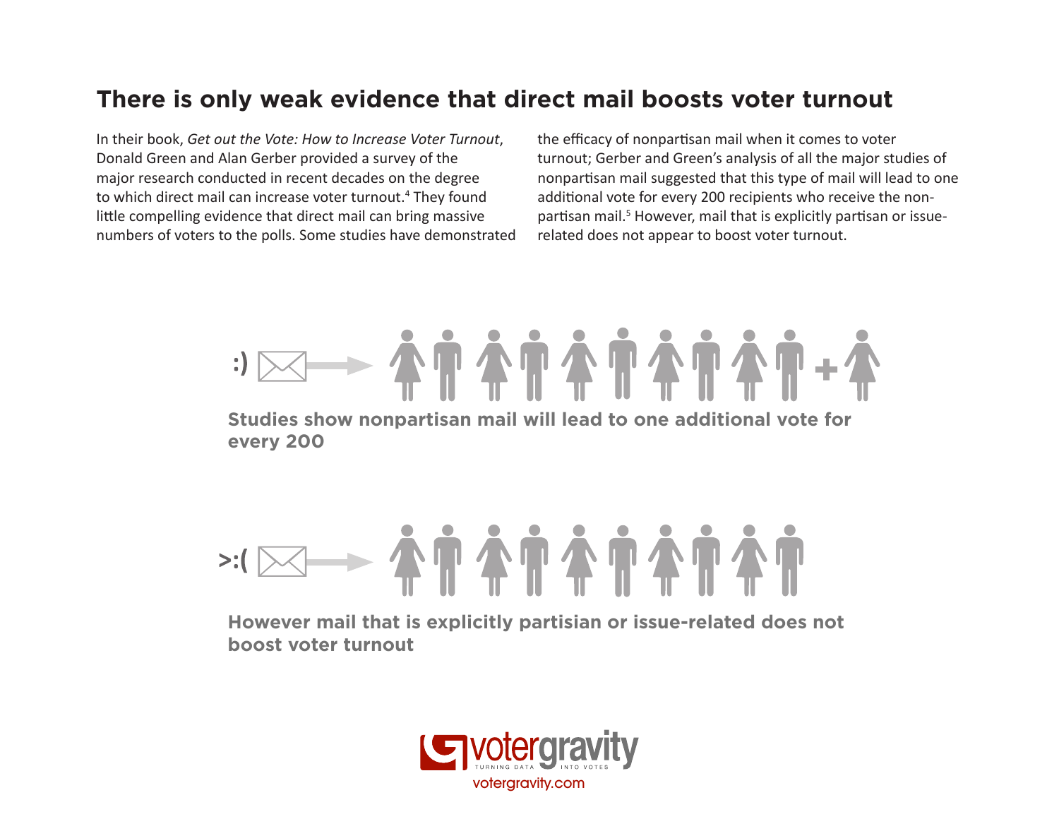## There is only weak evidence that direct mail boosts voter turnout

In their book, *Get out the Vote: How to Increase Voter Turnout*, Donald Green and Alan Gerber provided a survey of the major research conducted in recent decades on the degree to which direct mail can increase voter turnout.[4] They found little compelling evidence that direct mail can bring massive numbers of voters to the polls. Some studies have demonstrated the efficacy of nonpartisan mail when it comes to voter turnout; Gerber and Green's analysis of all the major studies of nonpartisan mail suggested that this type of mail will lead to one additional vote for every 200 recipients who receive the non-partisan mail.[5] However, mail that is explicitly partisan or issue-related does not appear to boost voter turnout.

:)

**Studies show nonpartisan mail will lead to one additional vote for every 200**

>:(

**However mail that is explicitly partisian or issue-related does not boost voter turnout**

votergravity
TURNING DATA INTO VOTES
votergravity.com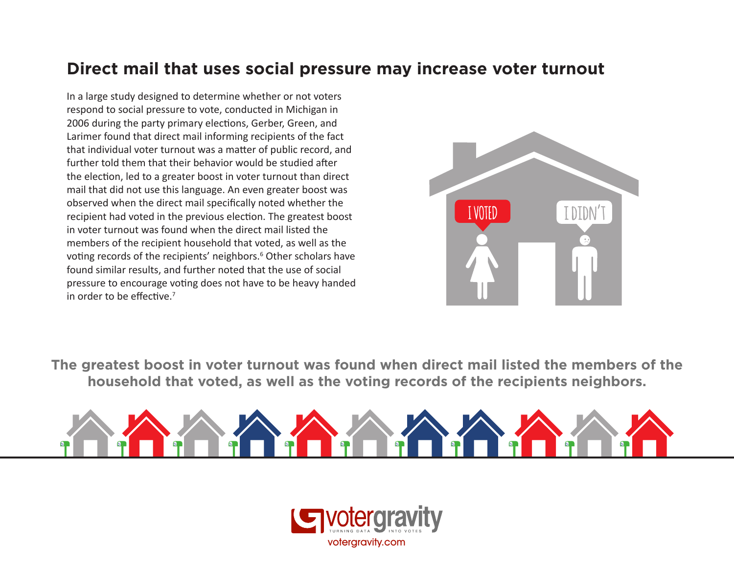## Direct mail that uses social pressure may increase voter turnout

In a large study designed to determine whether or not voters respond to social pressure to vote, conducted in Michigan in 2006 during the party primary elections, Gerber, Green, and Larimer found that direct mail informing recipients of the fact that individual voter turnout was a matter of public record, and further told them that their behavior would be studied after the election, led to a greater boost in voter turnout than direct mail that did not use this language. An even greater boost was observed when the direct mail specifically noted whether the recipient had voted in the previous election. The greatest boost in voter turnout was found when the direct mail listed the members of the recipient household that voted, as well as the voting records of the recipients' neighbors.[6] Other scholars have found similar results, and further noted that the use of social pressure to encourage voting does not have to be heavy handed in order to be effective.[7]

**The greatest boost in voter turnout was found when direct mail listed the members of the household that voted, as well as the voting records of the recipients neighbors.**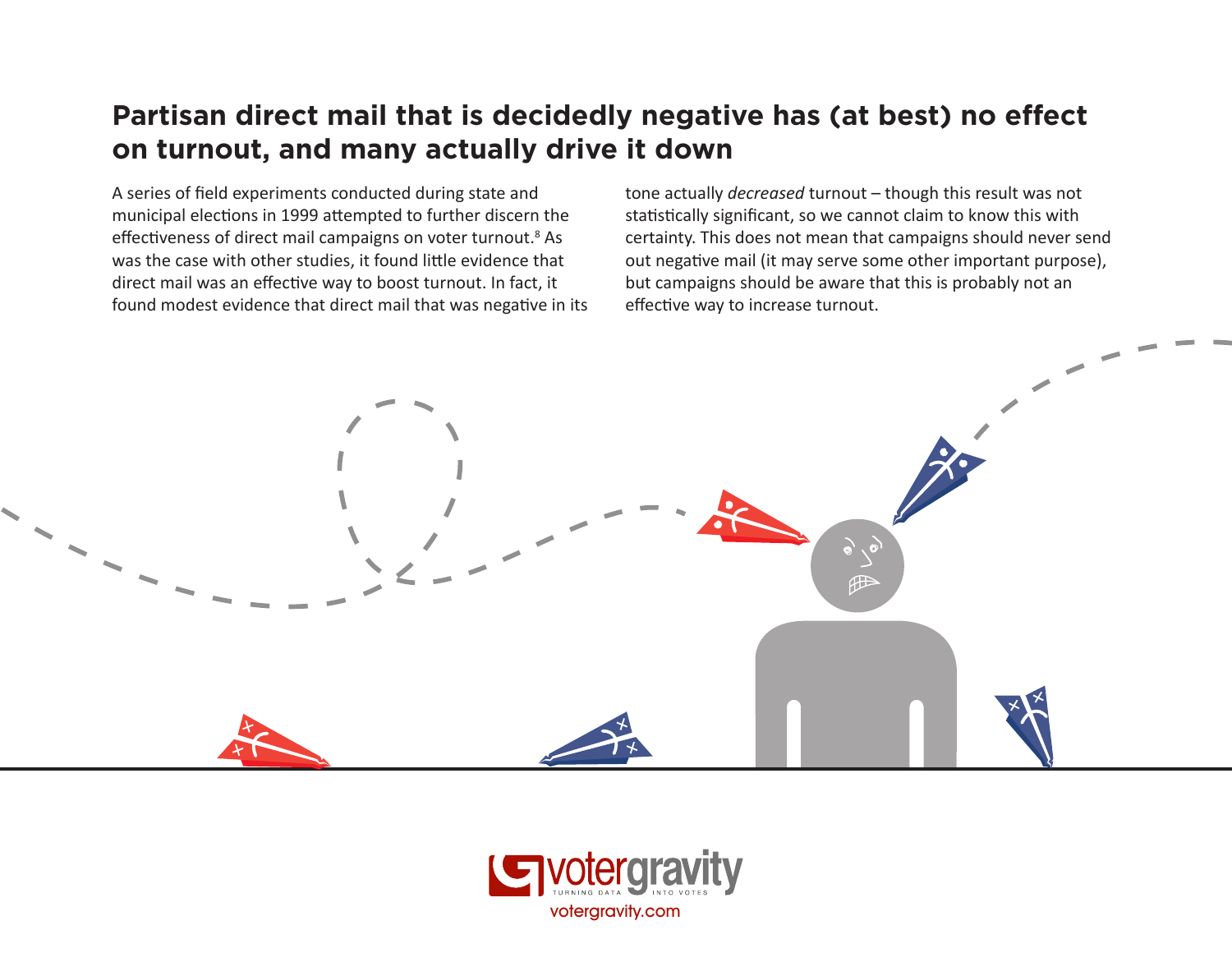## Partisan direct mail that is decidedly negative has (at best) no effect on turnout, and many actually drive it down

A series of field experiments conducted during state and municipal elections in 1999 attempted to further discern the effectiveness of direct mail campaigns on voter turnout.[8] As was the case with other studies, it found little evidence that direct mail was an effective way to boost turnout. In fact, it found modest evidence that direct mail that was negative in its tone actually *decreased* turnout – though this result was not statistically significant, so we cannot claim to know this with certainty. This does not mean that campaigns should never send out negative mail (it may serve some other important purpose), but campaigns should be aware that this is probably not an effective way to increase turnout.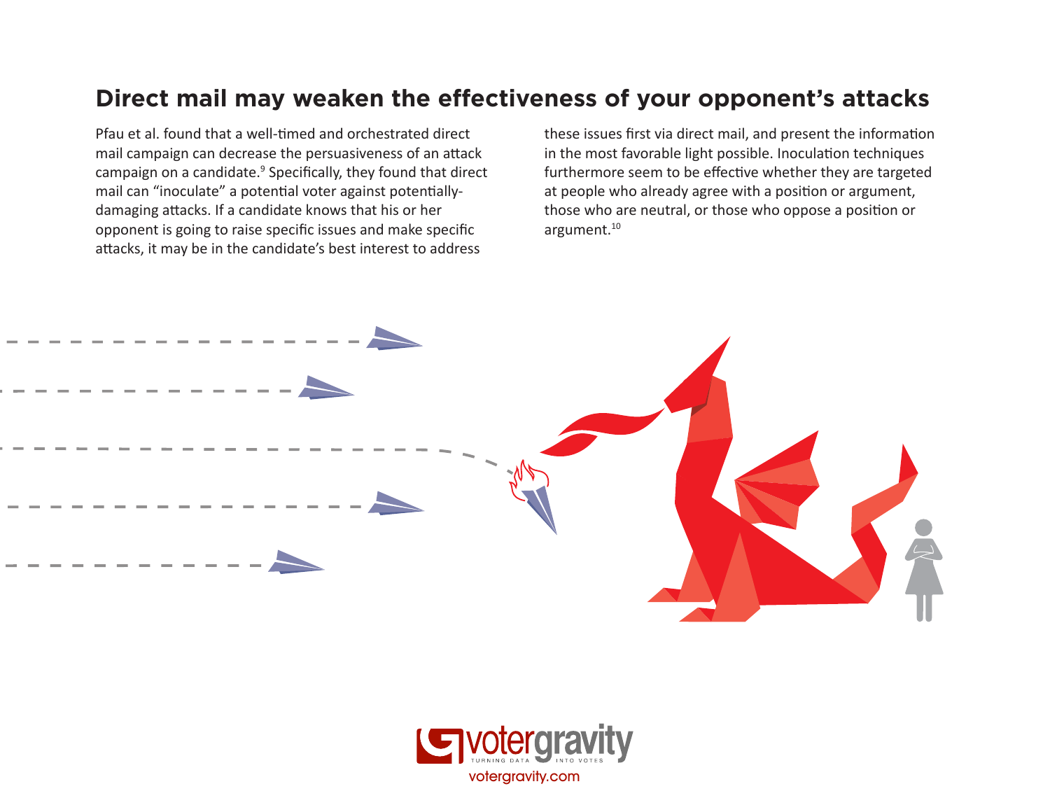## Direct mail may weaken the effectiveness of your opponent's attacks

Pfau et al. found that a well-timed and orchestrated direct mail campaign can decrease the persuasiveness of an attack campaign on a candidate.[9] Specifically, they found that direct mail can "inoculate" a potential voter against potentially-damaging attacks. If a candidate knows that his or her opponent is going to raise specific issues and make specific attacks, it may be in the candidate's best interest to address these issues first via direct mail, and present the information in the most favorable light possible. Inoculation techniques furthermore seem to be effective whether they are targeted at people who already agree with a position or argument, those who are neutral, or those who oppose a position or argument.[10]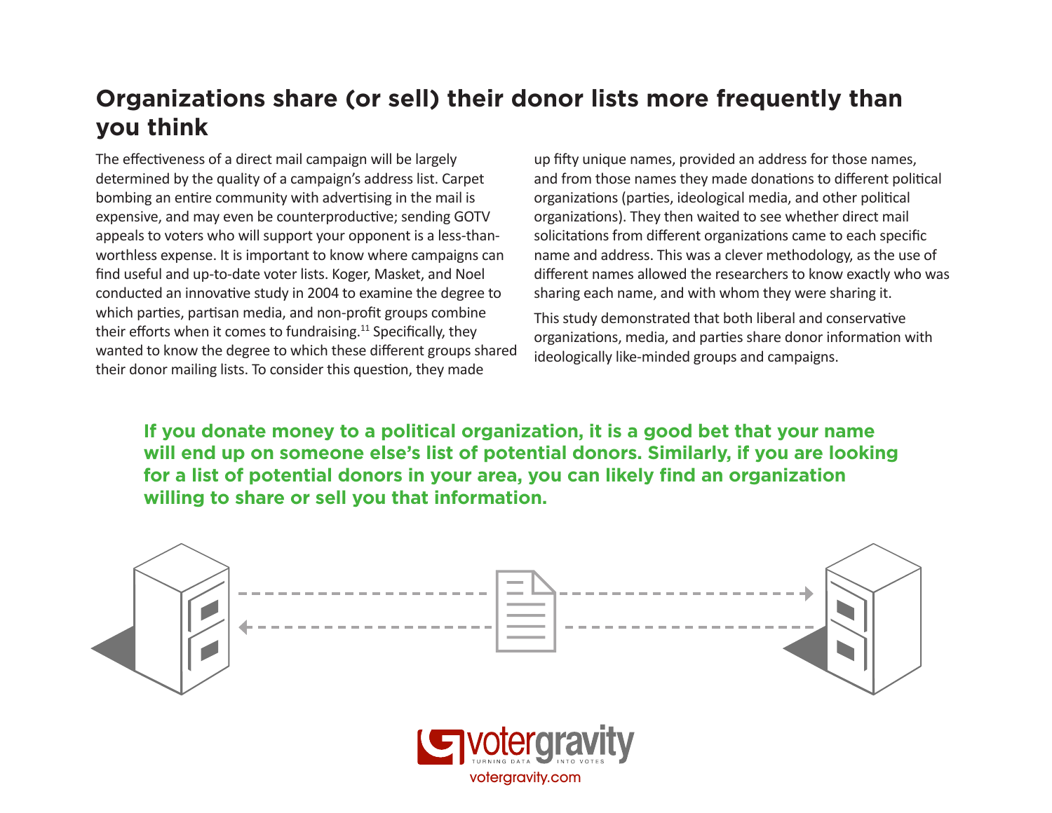## Organizations share (or sell) their donor lists more frequently than you think

The effectiveness of a direct mail campaign will be largely determined by the quality of a campaign's address list. Carpet bombing an entire community with advertising in the mail is expensive, and may even be counterproductive; sending GOTV appeals to voters who will support your opponent is a less-than-worthless expense. It is important to know where campaigns can find useful and up-to-date voter lists. Koger, Masket, and Noel conducted an innovative study in 2004 to examine the degree to which parties, partisan media, and non-profit groups combine their efforts when it comes to fundraising.[11] Specifically, they wanted to know the degree to which these different groups shared their donor mailing lists. To consider this question, they made up fifty unique names, provided an address for those names, and from those names they made donations to different political organizations (parties, ideological media, and other political organizations). They then waited to see whether direct mail solicitations from different organizations came to each specific name and address. This was a clever methodology, as the use of different names allowed the researchers to know exactly who was sharing each name, and with whom they were sharing it.

This study demonstrated that both liberal and conservative organizations, media, and parties share donor information with ideologically like-minded groups and campaigns.

**If you donate money to a political organization, it is a good bet that your name will end up on someone else's list of potential donors. Similarly, if you are looking for a list of potential donors in your area, you can likely find an organization willing to share or sell you that information.**

votergravity — TURNING DATA INTO VOTES

votergravity.com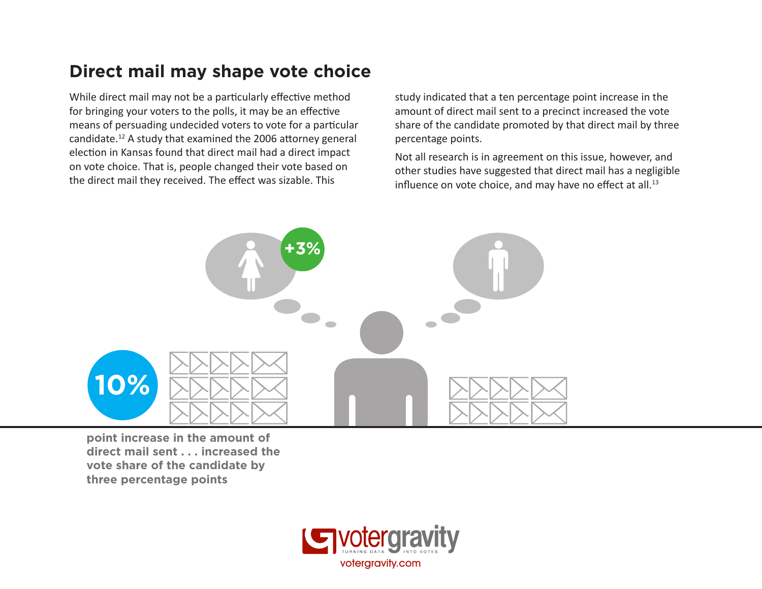## Direct mail may shape vote choice

While direct mail may not be a particularly effective method for bringing your voters to the polls, it may be an effective means of persuading undecided voters to vote for a particular candidate.[12] A study that examined the 2006 attorney general election in Kansas found that direct mail had a direct impact on vote choice. That is, people changed their vote based on the direct mail they received. The effect was sizable. This study indicated that a ten percentage point increase in the amount of direct mail sent to a precinct increased the vote share of the candidate promoted by that direct mail by three percentage points.

Not all research is in agreement on this issue, however, and other studies have suggested that direct mail has a negligible influence on vote choice, and may have no effect at all.[13]

+3%

**10%**

**point increase in the amount of direct mail sent . . . increased the vote share of the candidate by three percentage points**

votergravity
TURNING DATA INTO VOTES
votergravity.com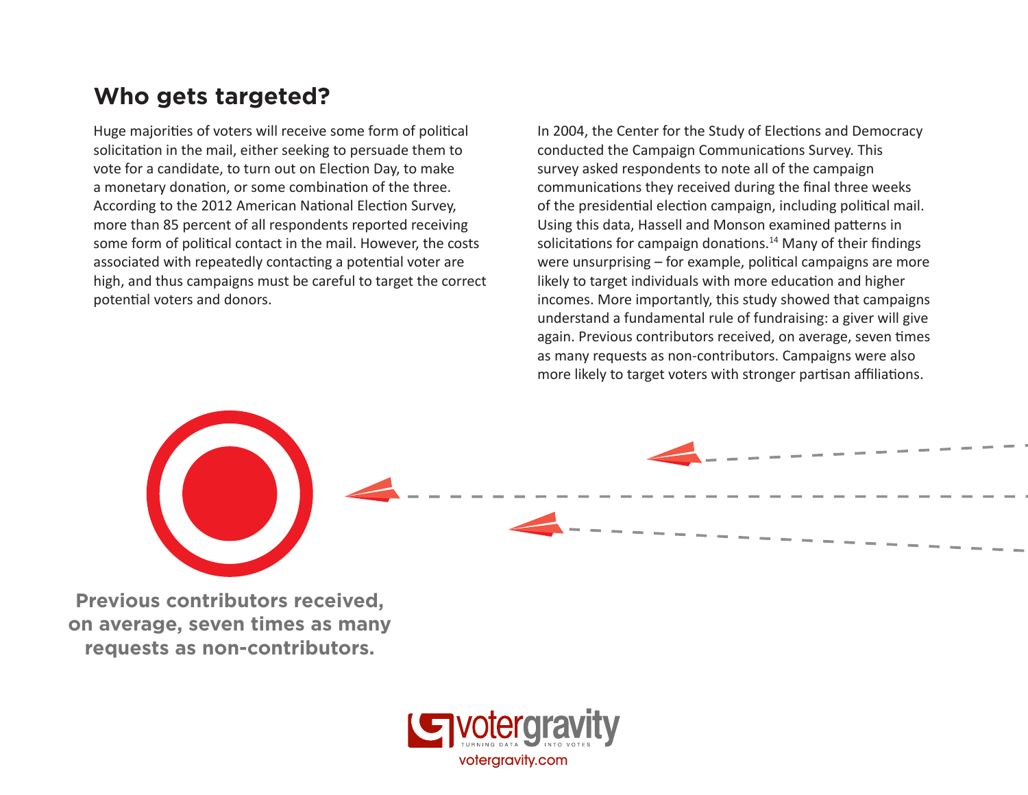## Who gets targeted?

Huge majorities of voters will receive some form of political solicitation in the mail, either seeking to persuade them to vote for a candidate, to turn out on Election Day, to make a monetary donation, or some combination of the three. According to the 2012 American National Election Survey, more than 85 percent of all respondents reported receiving some form of political contact in the mail. However, the costs associated with repeatedly contacting a potential voter are high, and thus campaigns must be careful to target the correct potential voters and donors.

In 2004, the Center for the Study of Elections and Democracy conducted the Campaign Communications Survey. This survey asked respondents to note all of the campaign communications they received during the final three weeks of the presidential election campaign, including political mail. Using this data, Hassell and Monson examined patterns in solicitations for campaign donations.[14] Many of their findings were unsurprising – for example, political campaigns are more likely to target individuals with more education and higher incomes. More importantly, this study showed that campaigns understand a fundamental rule of fundraising: a giver will give again. Previous contributors received, on average, seven times as many requests as non-contributors. Campaigns were also more likely to target voters with stronger partisan affiliations.

**Previous contributors received, on average, seven times as many requests as non-contributors.**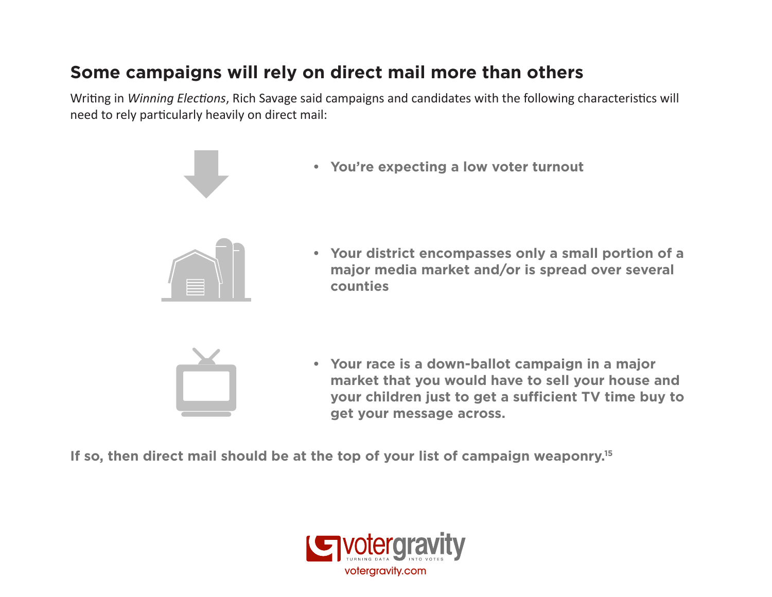## Some campaigns will rely on direct mail more than others

Writing in *Winning Elections*, Rich Savage said campaigns and candidates with the following characteristics will need to rely particularly heavily on direct mail:

- **You're expecting a low voter turnout**
- **Your district encompasses only a small portion of a major media market and/or is spread over several counties**
- **Your race is a down-ballot campaign in a major market that you would have to sell your house and your children just to get a sufficient TV time buy to get your message across.**

**If so, then direct mail should be at the top of your list of campaign weaponry.**[15]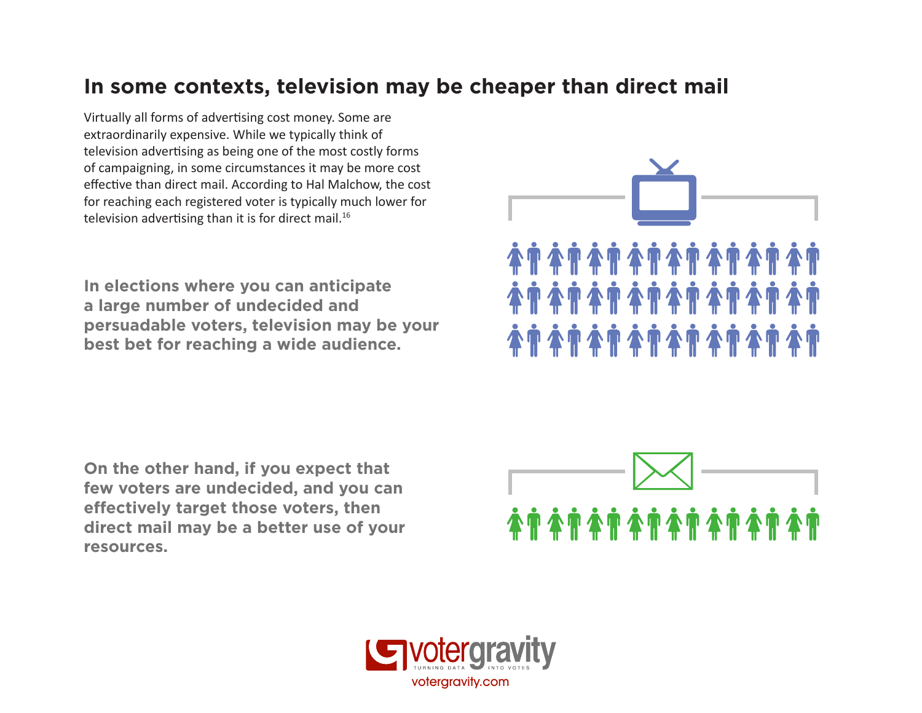# In some contexts, television may be cheaper than direct mail

Virtually all forms of advertising cost money. Some are extraordinarily expensive. While we typically think of television advertising as being one of the most costly forms of campaigning, in some circumstances it may be more cost effective than direct mail. According to Hal Malchow, the cost for reaching each registered voter is typically much lower for television advertising than it is for direct mail.[16]

**In elections where you can anticipate a large number of undecided and persuadable voters, television may be your best bet for reaching a wide audience.**

**On the other hand, if you expect that few voters are undecided, and you can effectively target those voters, then direct mail may be a better use of your resources.**

votergravity
TURNING DATA INTO VOTES
votergravity.com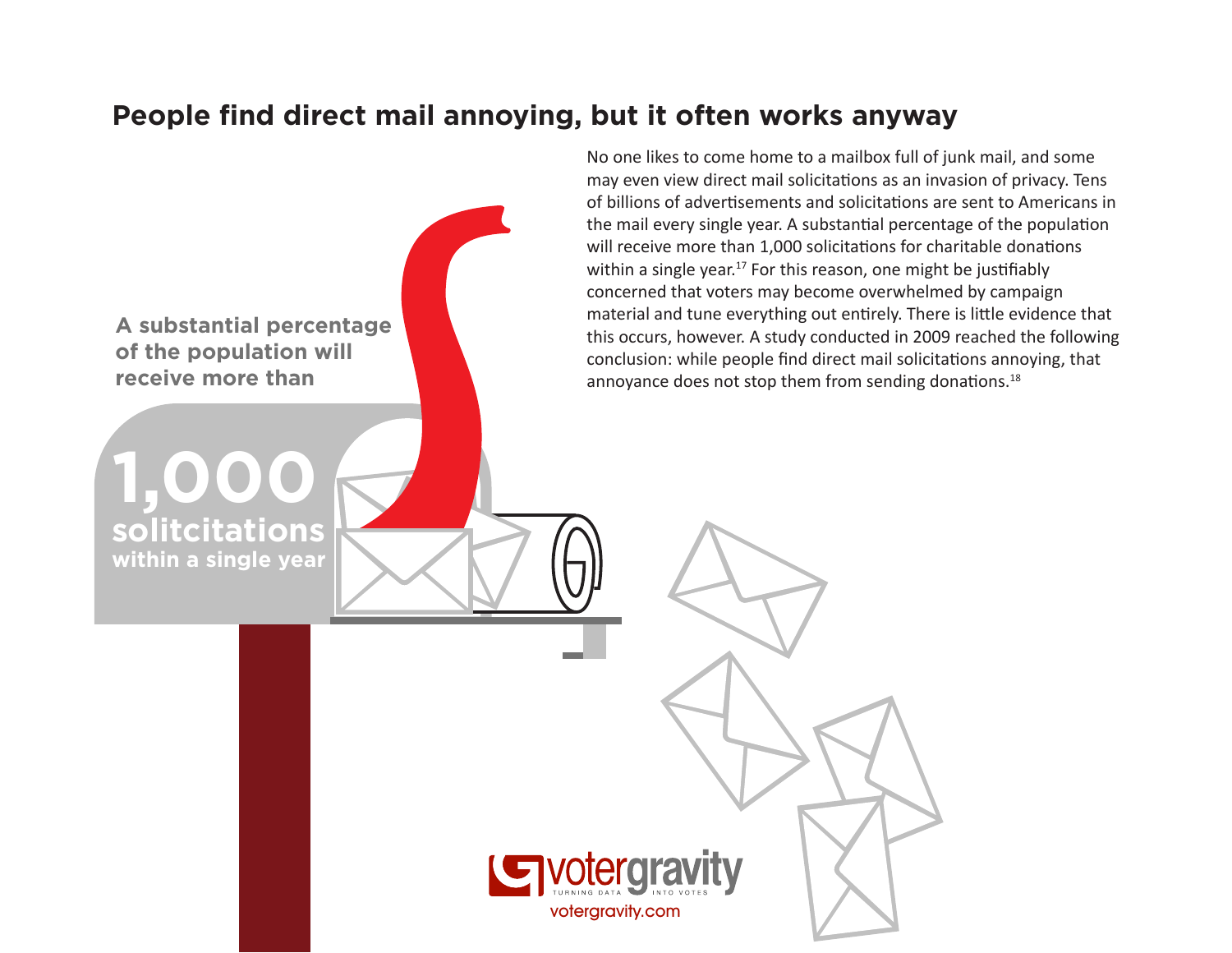## People find direct mail annoying, but it often works anyway

No one likes to come home to a mailbox full of junk mail, and some may even view direct mail solicitations as an invasion of privacy. Tens of billions of advertisements and solicitations are sent to Americans in the mail every single year. A substantial percentage of the population will receive more than 1,000 solicitations for charitable donations within a single year.[17] For this reason, one might be justifiably concerned that voters may become overwhelmed by campaign material and tune everything out entirely. There is little evidence that this occurs, however. A study conducted in 2009 reached the following conclusion: while people find direct mail solicitations annoying, that annoyance does not stop them from sending donations.[18]

**A substantial percentage of the population will receive more than**

**1,000**
**solitcitations**
**within a single year**

votergravity
TURNING DATA INTO VOTES
votergravity.com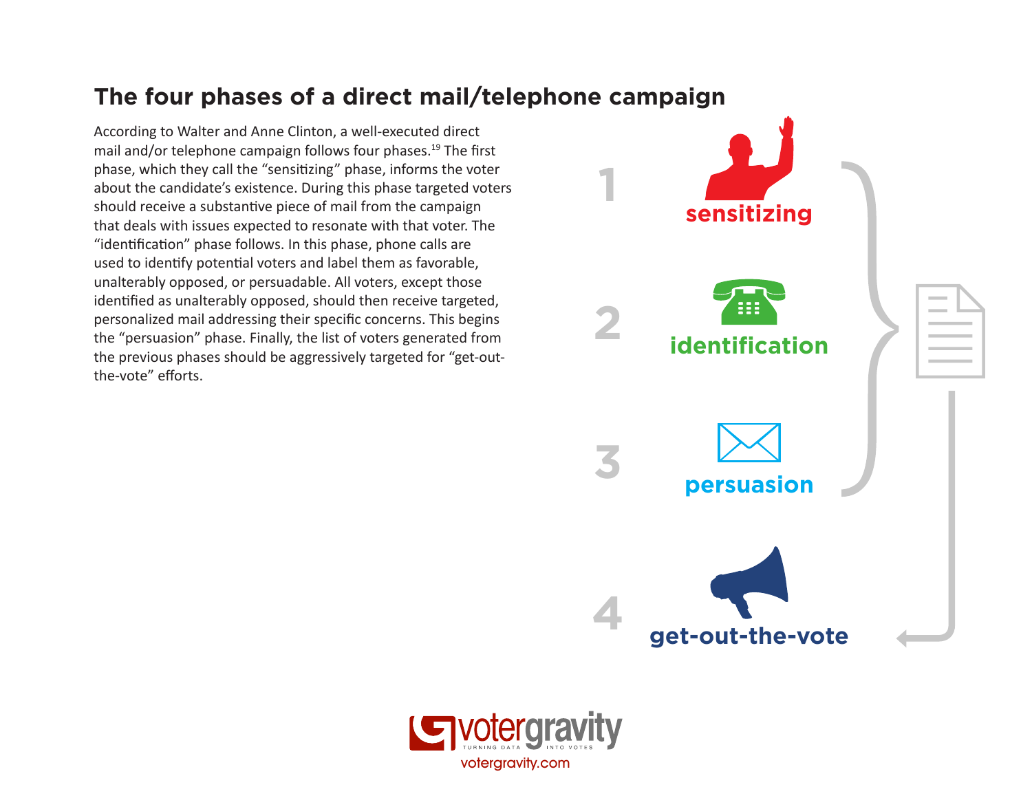## The four phases of a direct mail/telephone campaign

According to Walter and Anne Clinton, a well-executed direct mail and/or telephone campaign follows four phases.[19] The first phase, which they call the "sensitizing" phase, informs the voter about the candidate's existence. During this phase targeted voters should receive a substantive piece of mail from the campaign that deals with issues expected to resonate with that voter. The "identification" phase follows. In this phase, phone calls are used to identify potential voters and label them as favorable, unalterably opposed, or persuadable. All voters, except those identified as unalterably opposed, should then receive targeted, personalized mail addressing their specific concerns. This begins the "persuasion" phase. Finally, the list of voters generated from the previous phases should be aggressively targeted for "get-out-the-vote" efforts.

1. sensitizing
2. identification
3. persuasion
4. get-out-the-vote

votergravity — TURNING DATA INTO VOTES

votergravity.com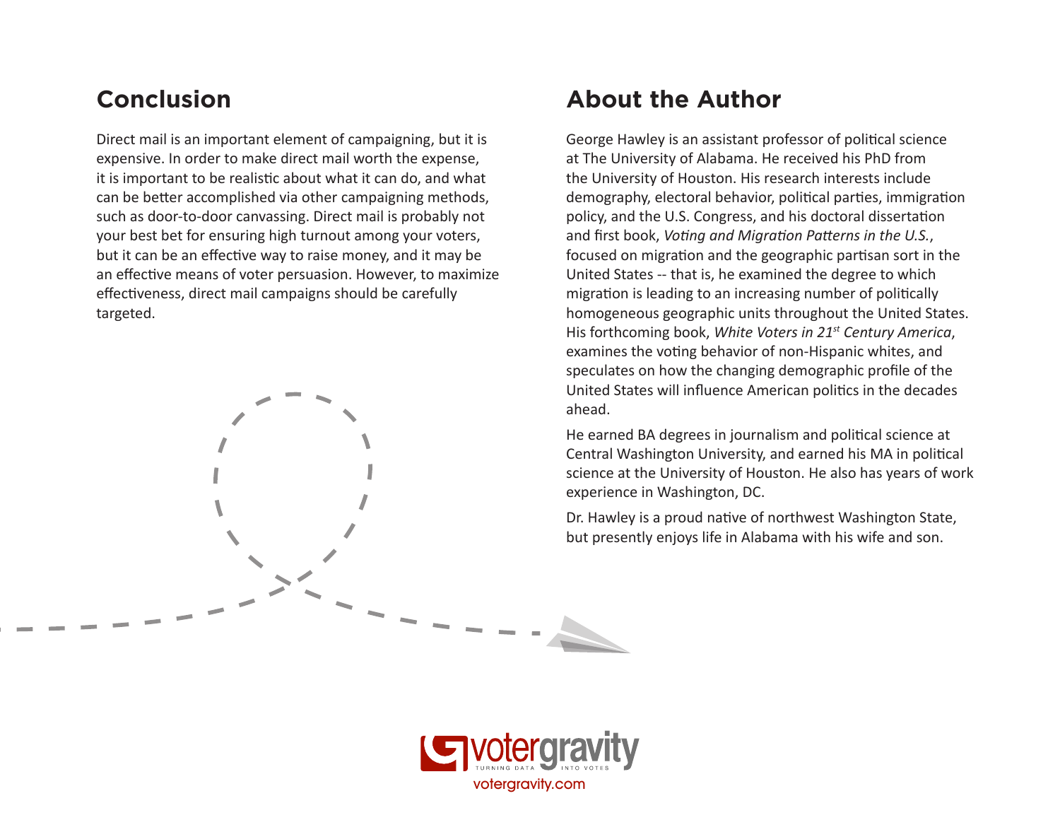## Conclusion

Direct mail is an important element of campaigning, but it is expensive. In order to make direct mail worth the expense, it is important to be realistic about what it can do, and what can be better accomplished via other campaigning methods, such as door-to-door canvassing. Direct mail is probably not your best bet for ensuring high turnout among your voters, but it can be an effective way to raise money, and it may be an effective means of voter persuasion. However, to maximize effectiveness, direct mail campaigns should be carefully targeted.

## About the Author

George Hawley is an assistant professor of political science at The University of Alabama. He received his PhD from the University of Houston. His research interests include demography, electoral behavior, political parties, immigration policy, and the U.S. Congress, and his doctoral dissertation and first book, *Voting and Migration Patterns in the U.S.*, focused on migration and the geographic partisan sort in the United States -- that is, he examined the degree to which migration is leading to an increasing number of politically homogeneous geographic units throughout the United States. His forthcoming book, *White Voters in 21st Century America*, examines the voting behavior of non-Hispanic whites, and speculates on how the changing demographic profile of the United States will influence American politics in the decades ahead.

He earned BA degrees in journalism and political science at Central Washington University, and earned his MA in political science at the University of Houston. He also has years of work experience in Washington, DC.

Dr. Hawley is a proud native of northwest Washington State, but presently enjoys life in Alabama with his wife and son.

votergravity
TURNING DATA INTO VOTES
votergravity.com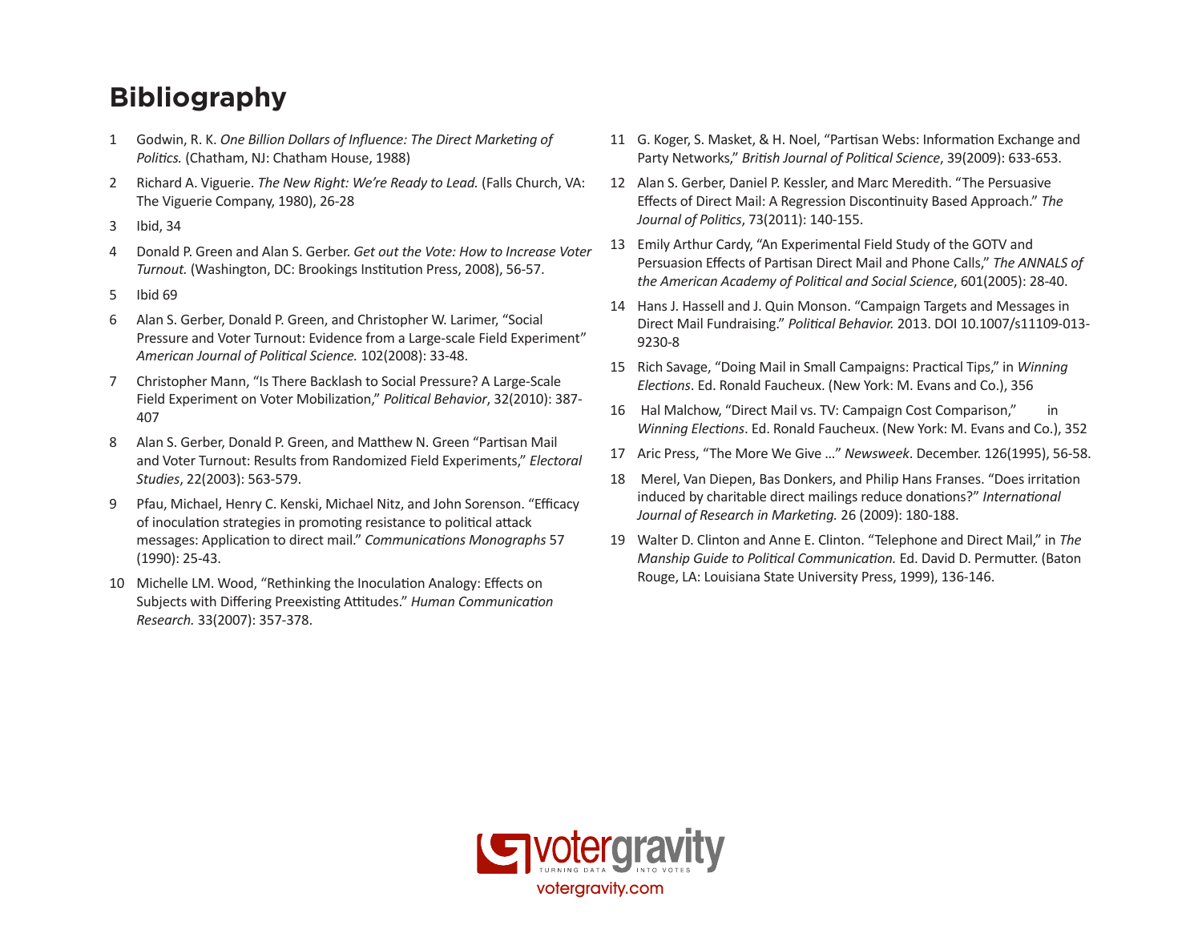# Bibliography

1. Godwin, R. K. *One Billion Dollars of Influence: The Direct Marketing of Politics.* (Chatham, NJ: Chatham House, 1988)
2. Richard A. Viguerie. *The New Right: We're Ready to Lead.* (Falls Church, VA: The Viguerie Company, 1980), 26-28
3. Ibid, 34
4. Donald P. Green and Alan S. Gerber. *Get out the Vote: How to Increase Voter Turnout.* (Washington, DC: Brookings Institution Press, 2008), 56-57.
5. Ibid 69
6. Alan S. Gerber, Donald P. Green, and Christopher W. Larimer, "Social Pressure and Voter Turnout: Evidence from a Large-scale Field Experiment" *American Journal of Political Science.* 102(2008): 33-48.
7. Christopher Mann, "Is There Backlash to Social Pressure? A Large-Scale Field Experiment on Voter Mobilization," *Political Behavior*, 32(2010): 387-407
8. Alan S. Gerber, Donald P. Green, and Matthew N. Green "Partisan Mail and Voter Turnout: Results from Randomized Field Experiments," *Electoral Studies*, 22(2003): 563-579.
9. Pfau, Michael, Henry C. Kenski, Michael Nitz, and John Sorenson. "Efficacy of inoculation strategies in promoting resistance to political attack messages: Application to direct mail." *Communications Monographs* 57 (1990): 25-43.
10. Michelle LM. Wood, "Rethinking the Inoculation Analogy: Effects on Subjects with Differing Preexisting Attitudes." *Human Communication Research.* 33(2007): 357-378.
11. G. Koger, S. Masket, & H. Noel, "Partisan Webs: Information Exchange and Party Networks," *British Journal of Political Science*, 39(2009): 633-653.
12. Alan S. Gerber, Daniel P. Kessler, and Marc Meredith. "The Persuasive Effects of Direct Mail: A Regression Discontinuity Based Approach." *The Journal of Politics*, 73(2011): 140-155.
13. Emily Arthur Cardy, "An Experimental Field Study of the GOTV and Persuasion Effects of Partisan Direct Mail and Phone Calls," *The ANNALS of the American Academy of Political and Social Science*, 601(2005): 28-40.
14. Hans J. Hassell and J. Quin Monson. "Campaign Targets and Messages in Direct Mail Fundraising." *Political Behavior.* 2013. DOI 10.1007/s11109-013-9230-8
15. Rich Savage, "Doing Mail in Small Campaigns: Practical Tips," in *Winning Elections*. Ed. Ronald Faucheux. (New York: M. Evans and Co.), 356
16. Hal Malchow, "Direct Mail vs. TV: Campaign Cost Comparison," in *Winning Elections*. Ed. Ronald Faucheux. (New York: M. Evans and Co.), 352
17. Aric Press, "The More We Give ..." *Newsweek*. December. 126(1995), 56-58.
18. Merel, Van Diepen, Bas Donkers, and Philip Hans Franses. "Does irritation induced by charitable direct mailings reduce donations?" *International Journal of Research in Marketing.* 26 (2009): 180-188.
19. Walter D. Clinton and Anne E. Clinton. "Telephone and Direct Mail," in *The Manship Guide to Political Communication.* Ed. David D. Permutter. (Baton Rouge, LA: Louisiana State University Press, 1999), 136-146.

votergravity.com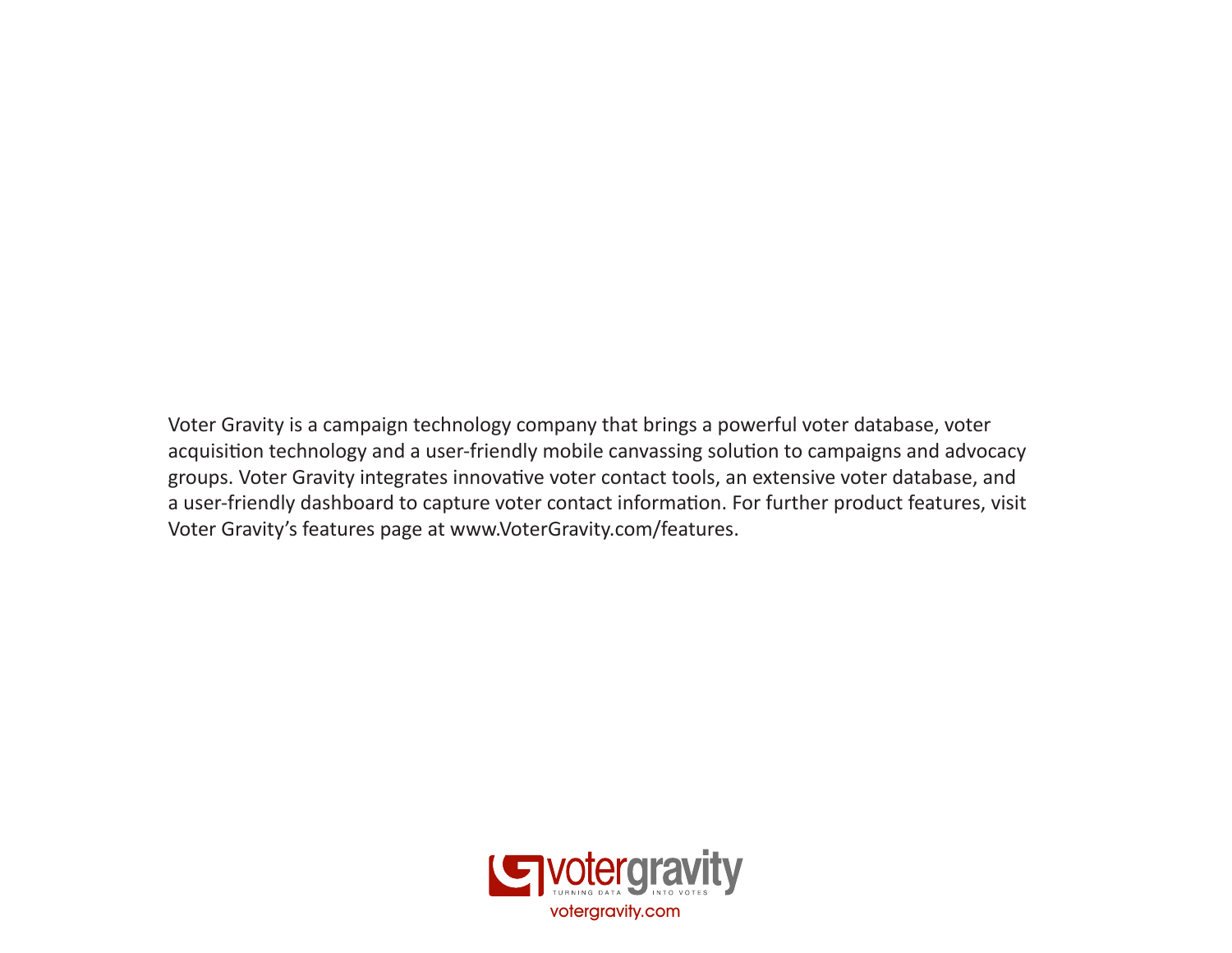Voter Gravity is a campaign technology company that brings a powerful voter database, voter acquisition technology and a user-friendly mobile canvassing solution to campaigns and advocacy groups. Voter Gravity integrates innovative voter contact tools, an extensive voter database, and a user-friendly dashboard to capture voter contact information. For further product features, visit Voter Gravity's features page at www.VoterGravity.com/features.

votergravity
TURNING DATA INTO VOTES
votergravity.com